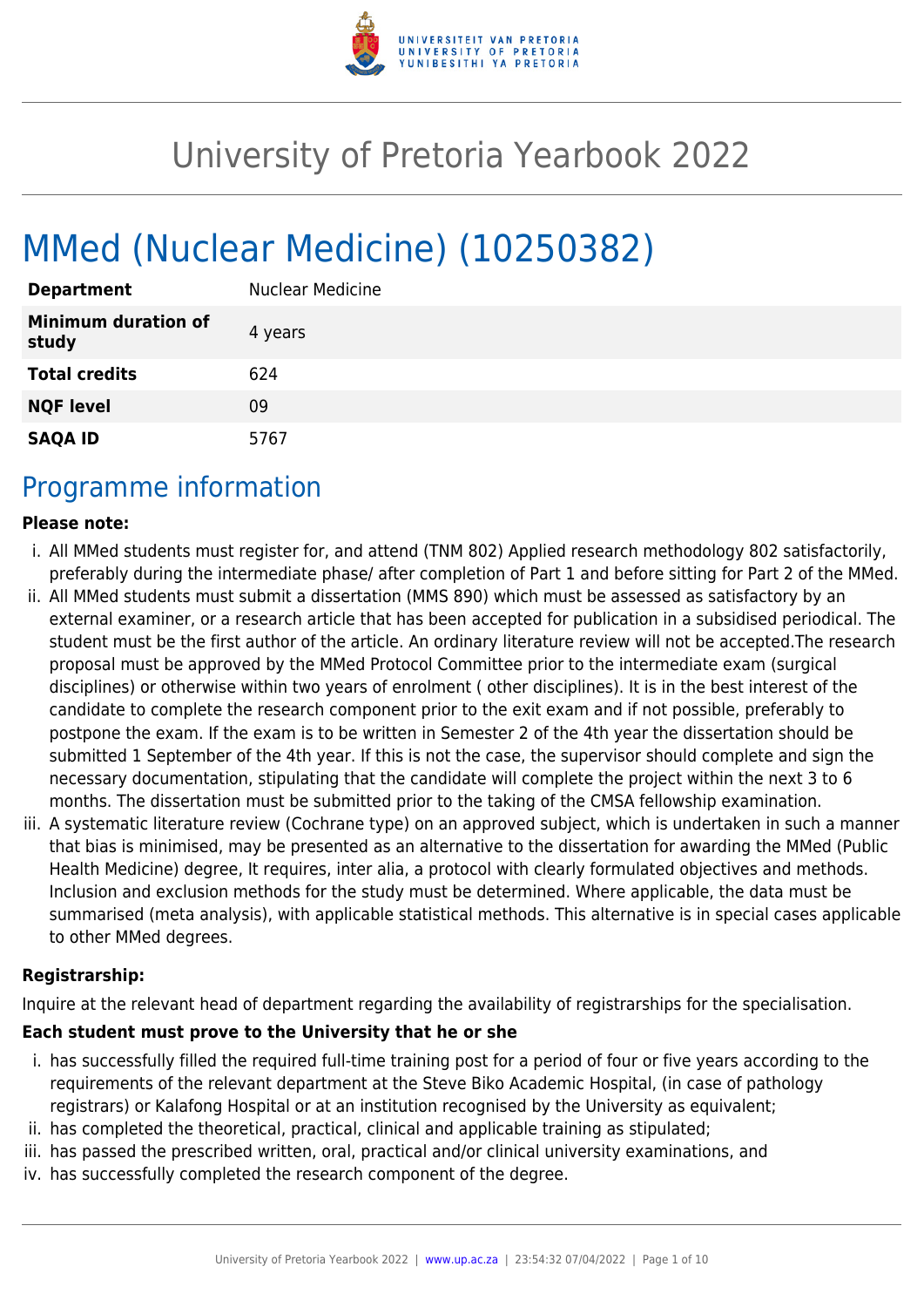# University of Pretoria Yearbook 2022

# MMed (Nuclear Medicine) (10250382)

| | |
|---|---|
| **Department** | Nuclear Medicine |
| **Minimum duration of study** | 4 years |
| **Total credits** | 624 |
| **NQF level** | 09 |
| **SAQA ID** | 5767 |

## Programme information

**Please note:**

i. All MMed students must register for, and attend (TNM 802) Applied research methodology 802 satisfactorily, preferably during the intermediate phase/ after completion of Part 1 and before sitting for Part 2 of the MMed.

ii. All MMed students must submit a dissertation (MMS 890) which must be assessed as satisfactory by an external examiner, or a research article that has been accepted for publication in a subsidised periodical. The student must be the first author of the article. An ordinary literature review will not be accepted.The research proposal must be approved by the MMed Protocol Committee prior to the intermediate exam (surgical disciplines) or otherwise within two years of enrolment ( other disciplines). It is in the best interest of the candidate to complete the research component prior to the exit exam and if not possible, preferably to postpone the exam. If the exam is to be written in Semester 2 of the 4th year the dissertation should be submitted 1 September of the 4th year. If this is not the case, the supervisor should complete and sign the necessary documentation, stipulating that the candidate will complete the project within the next 3 to 6 months. The dissertation must be submitted prior to the taking of the CMSA fellowship examination.

iii. A systematic literature review (Cochrane type) on an approved subject, which is undertaken in such a manner that bias is minimised, may be presented as an alternative to the dissertation for awarding the MMed (Public Health Medicine) degree, It requires, inter alia, a protocol with clearly formulated objectives and methods. Inclusion and exclusion methods for the study must be determined. Where applicable, the data must be summarised (meta analysis), with applicable statistical methods. This alternative is in special cases applicable to other MMed degrees.

**Registrarship:**

Inquire at the relevant head of department regarding the availability of registrarships for the specialisation.

**Each student must prove to the University that he or she**

i. has successfully filled the required full-time training post for a period of four or five years according to the requirements of the relevant department at the Steve Biko Academic Hospital, (in case of pathology registrars) or Kalafong Hospital or at an institution recognised by the University as equivalent;

ii. has completed the theoretical, practical, clinical and applicable training as stipulated;

iii. has passed the prescribed written, oral, practical and/or clinical university examinations, and

iv. has successfully completed the research component of the degree.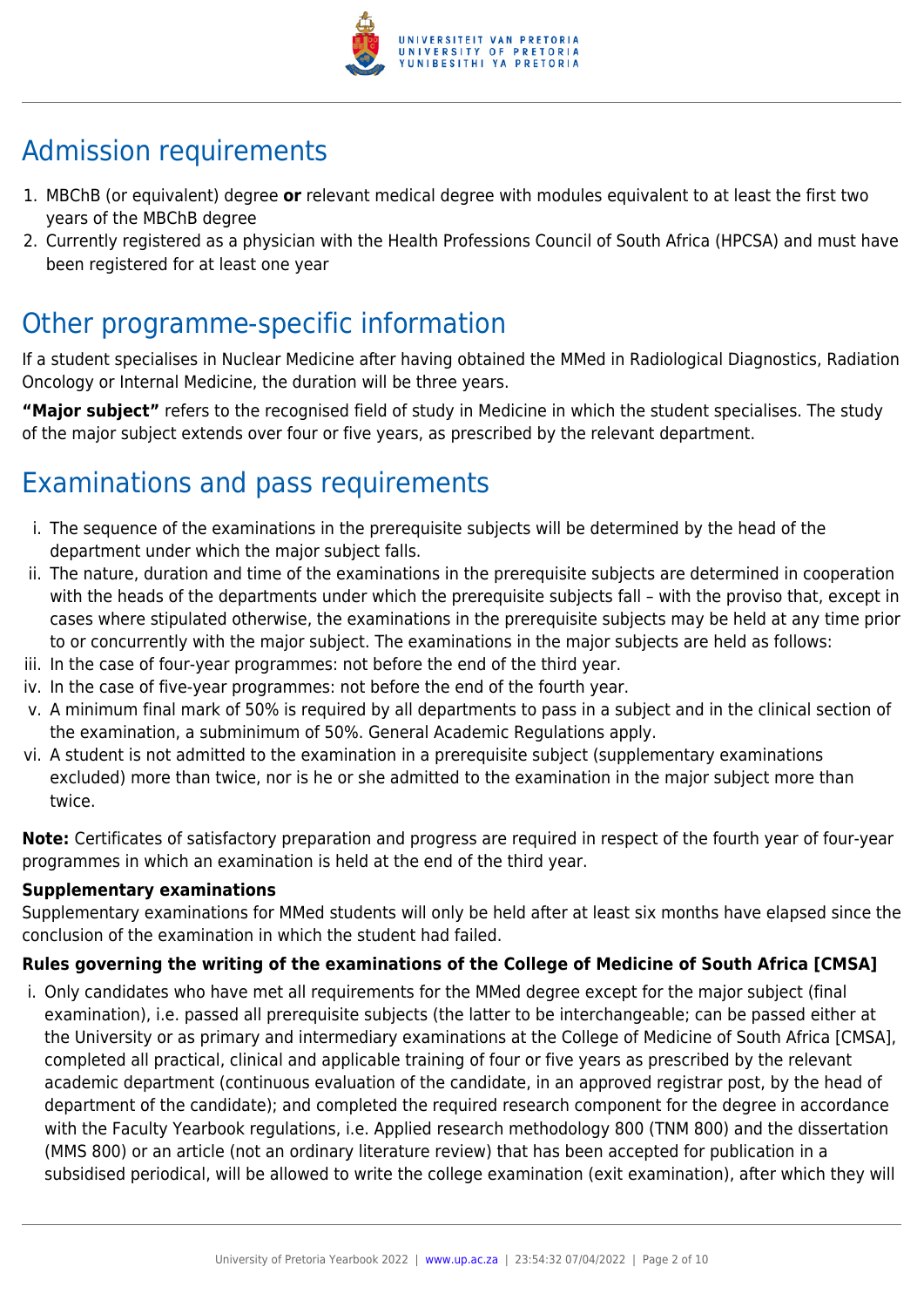## Admission requirements

1. MBChB (or equivalent) degree **or** relevant medical degree with modules equivalent to at least the first two years of the MBChB degree
2. Currently registered as a physician with the Health Professions Council of South Africa (HPCSA) and must have been registered for at least one year

## Other programme-specific information

If a student specialises in Nuclear Medicine after having obtained the MMed in Radiological Diagnostics, Radiation Oncology or Internal Medicine, the duration will be three years.

**"Major subject"** refers to the recognised field of study in Medicine in which the student specialises. The study of the major subject extends over four or five years, as prescribed by the relevant department.

## Examinations and pass requirements

i. The sequence of the examinations in the prerequisite subjects will be determined by the head of the department under which the major subject falls.
ii. The nature, duration and time of the examinations in the prerequisite subjects are determined in cooperation with the heads of the departments under which the prerequisite subjects fall – with the proviso that, except in cases where stipulated otherwise, the examinations in the prerequisite subjects may be held at any time prior to or concurrently with the major subject. The examinations in the major subjects are held as follows:
iii. In the case of four-year programmes: not before the end of the third year.
iv. In the case of five-year programmes: not before the end of the fourth year.
v. A minimum final mark of 50% is required by all departments to pass in a subject and in the clinical section of the examination, a subminimum of 50%. General Academic Regulations apply.
vi. A student is not admitted to the examination in a prerequisite subject (supplementary examinations excluded) more than twice, nor is he or she admitted to the examination in the major subject more than twice.

**Note:** Certificates of satisfactory preparation and progress are required in respect of the fourth year of four-year programmes in which an examination is held at the end of the third year.

**Supplementary examinations**

Supplementary examinations for MMed students will only be held after at least six months have elapsed since the conclusion of the examination in which the student had failed.

**Rules governing the writing of the examinations of the College of Medicine of South Africa [CMSA]**

i. Only candidates who have met all requirements for the MMed degree except for the major subject (final examination), i.e. passed all prerequisite subjects (the latter to be interchangeable; can be passed either at the University or as primary and intermediary examinations at the College of Medicine of South Africa [CMSA], completed all practical, clinical and applicable training of four or five years as prescribed by the relevant academic department (continuous evaluation of the candidate, in an approved registrar post, by the head of department of the candidate); and completed the required research component for the degree in accordance with the Faculty Yearbook regulations, i.e. Applied research methodology 800 (TNM 800) and the dissertation (MMS 800) or an article (not an ordinary literature review) that has been accepted for publication in a subsidised periodical, will be allowed to write the college examination (exit examination), after which they will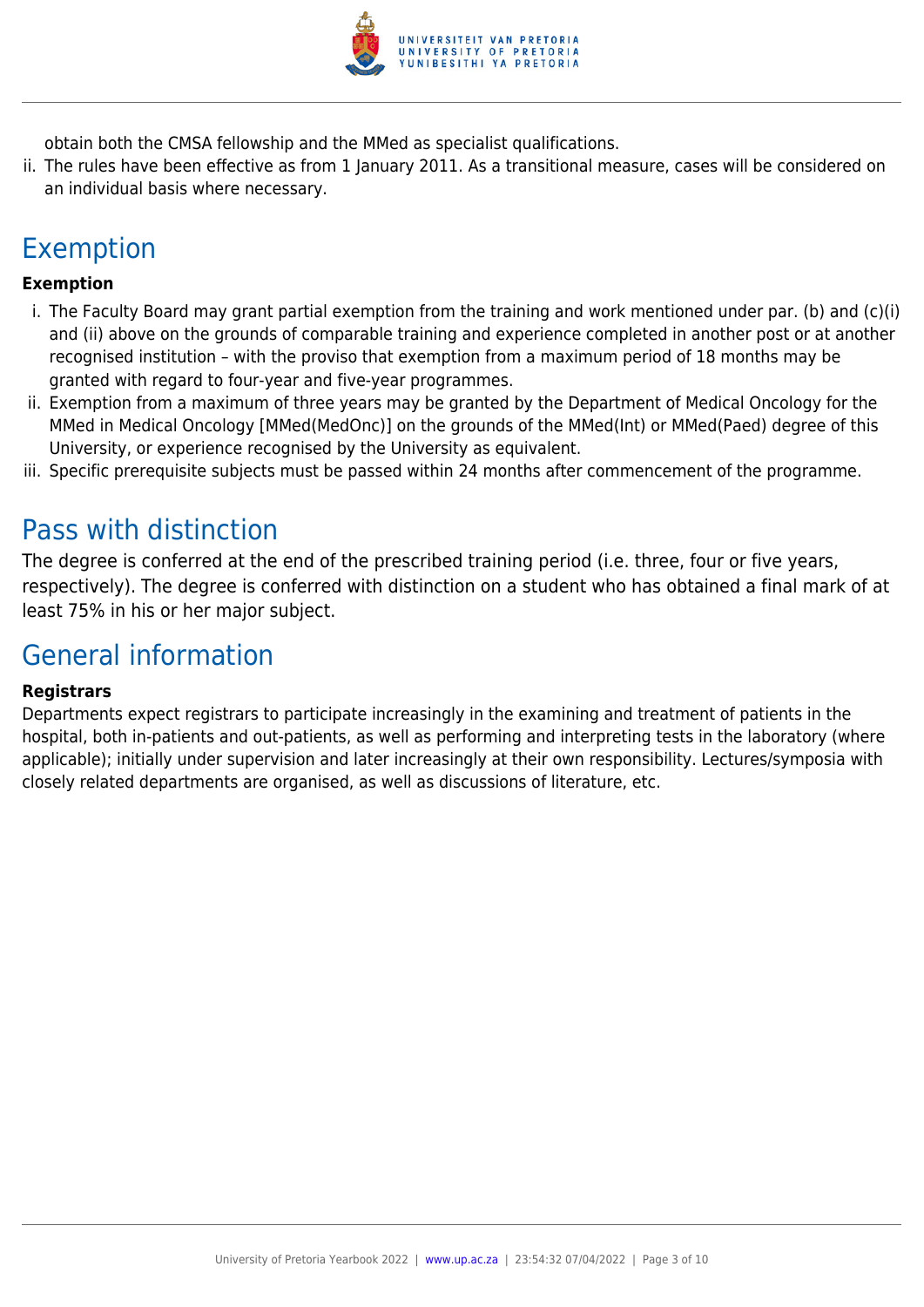obtain both the CMSA fellowship and the MMed as specialist qualifications.

ii. The rules have been effective as from 1 January 2011. As a transitional measure, cases will be considered on an individual basis where necessary.

## Exemption

**Exemption**

i. The Faculty Board may grant partial exemption from the training and work mentioned under par. (b) and (c)(i) and (ii) above on the grounds of comparable training and experience completed in another post or at another recognised institution – with the proviso that exemption from a maximum period of 18 months may be granted with regard to four-year and five-year programmes.
ii. Exemption from a maximum of three years may be granted by the Department of Medical Oncology for the MMed in Medical Oncology [MMed(MedOnc)] on the grounds of the MMed(Int) or MMed(Paed) degree of this University, or experience recognised by the University as equivalent.
iii. Specific prerequisite subjects must be passed within 24 months after commencement of the programme.

## Pass with distinction

The degree is conferred at the end of the prescribed training period (i.e. three, four or five years, respectively). The degree is conferred with distinction on a student who has obtained a final mark of at least 75% in his or her major subject.

## General information

**Registrars**

Departments expect registrars to participate increasingly in the examining and treatment of patients in the hospital, both in-patients and out-patients, as well as performing and interpreting tests in the laboratory (where applicable); initially under supervision and later increasingly at their own responsibility. Lectures/symposia with closely related departments are organised, as well as discussions of literature, etc.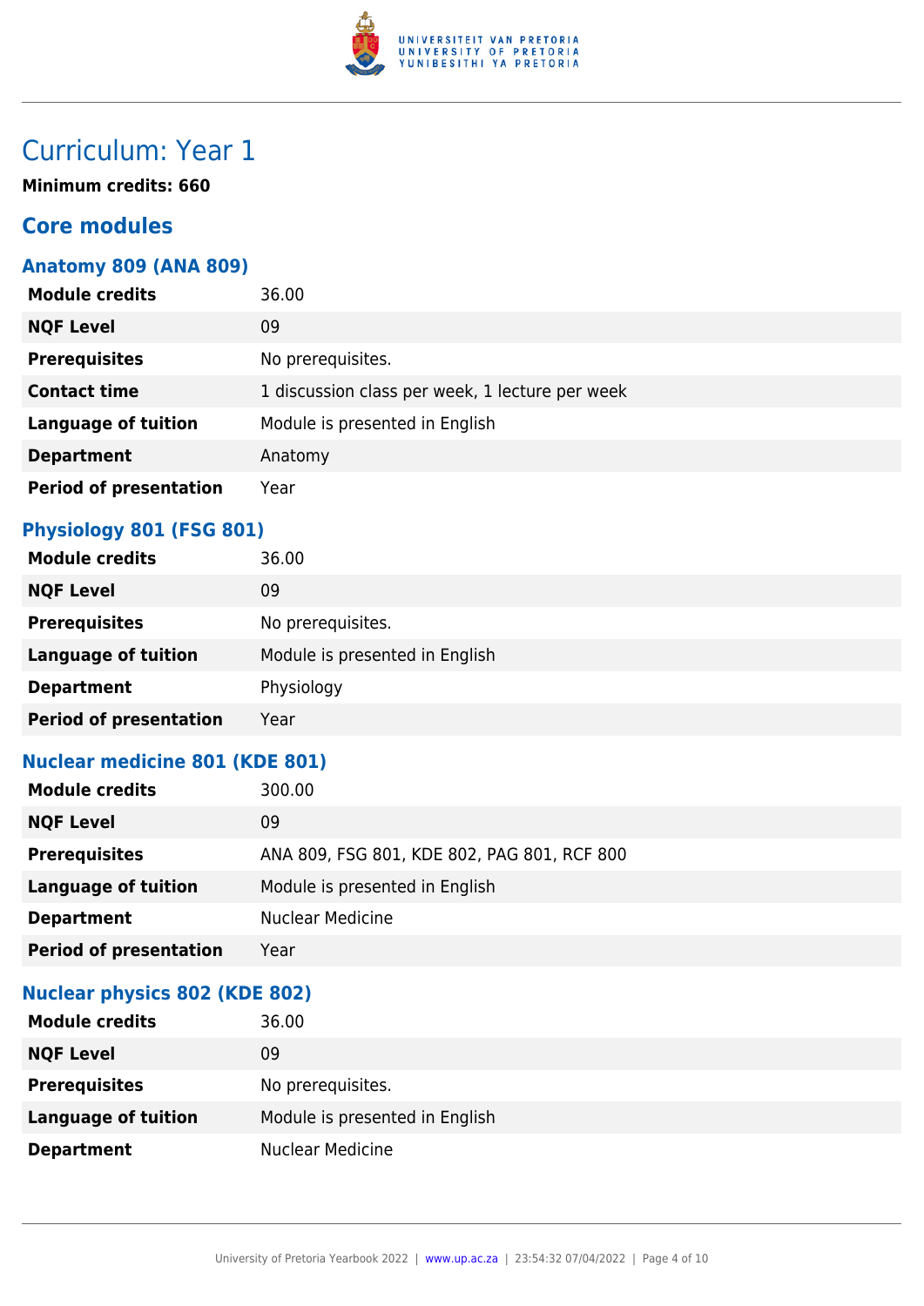# Curriculum: Year 1

**Minimum credits: 660**

## Core modules

### Anatomy 809 (ANA 809)

| | |
|---|---|
| **Module credits** | 36.00 |
| **NQF Level** | 09 |
| **Prerequisites** | No prerequisites. |
| **Contact time** | 1 discussion class per week, 1 lecture per week |
| **Language of tuition** | Module is presented in English |
| **Department** | Anatomy |
| **Period of presentation** | Year |

### Physiology 801 (FSG 801)

| | |
|---|---|
| **Module credits** | 36.00 |
| **NQF Level** | 09 |
| **Prerequisites** | No prerequisites. |
| **Language of tuition** | Module is presented in English |
| **Department** | Physiology |
| **Period of presentation** | Year |

### Nuclear medicine 801 (KDE 801)

| | |
|---|---|
| **Module credits** | 300.00 |
| **NQF Level** | 09 |
| **Prerequisites** | ANA 809, FSG 801, KDE 802, PAG 801, RCF 800 |
| **Language of tuition** | Module is presented in English |
| **Department** | Nuclear Medicine |
| **Period of presentation** | Year |

### Nuclear physics 802 (KDE 802)

| | |
|---|---|
| **Module credits** | 36.00 |
| **NQF Level** | 09 |
| **Prerequisites** | No prerequisites. |
| **Language of tuition** | Module is presented in English |
| **Department** | Nuclear Medicine |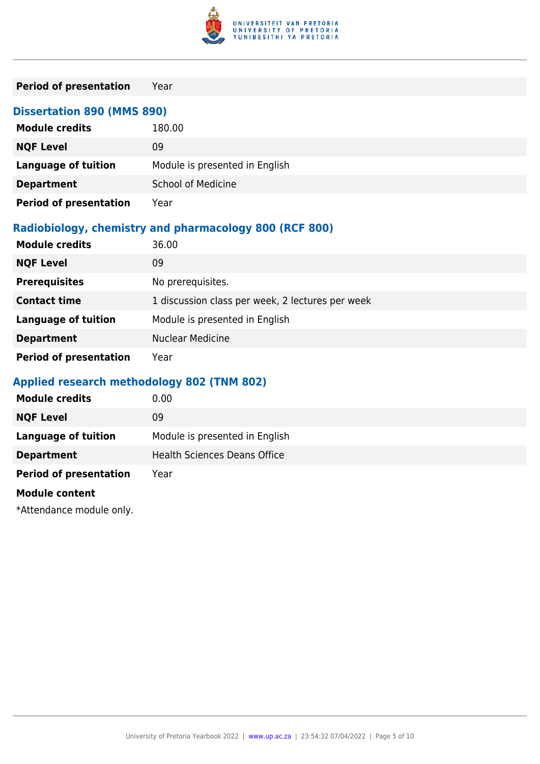| | |
|---|---|
| **Period of presentation** | Year |

### Dissertation 890 (MMS 890)

| | |
|---|---|
| **Module credits** | 180.00 |
| **NQF Level** | 09 |
| **Language of tuition** | Module is presented in English |
| **Department** | School of Medicine |
| **Period of presentation** | Year |

### Radiobiology, chemistry and pharmacology 800 (RCF 800)

| | |
|---|---|
| **Module credits** | 36.00 |
| **NQF Level** | 09 |
| **Prerequisites** | No prerequisites. |
| **Contact time** | 1 discussion class per week, 2 lectures per week |
| **Language of tuition** | Module is presented in English |
| **Department** | Nuclear Medicine |
| **Period of presentation** | Year |

### Applied research methodology 802 (TNM 802)

| | |
|---|---|
| **Module credits** | 0.00 |
| **NQF Level** | 09 |
| **Language of tuition** | Module is presented in English |
| **Department** | Health Sciences Deans Office |
| **Period of presentation** | Year |

**Module content**

*Attendance module only.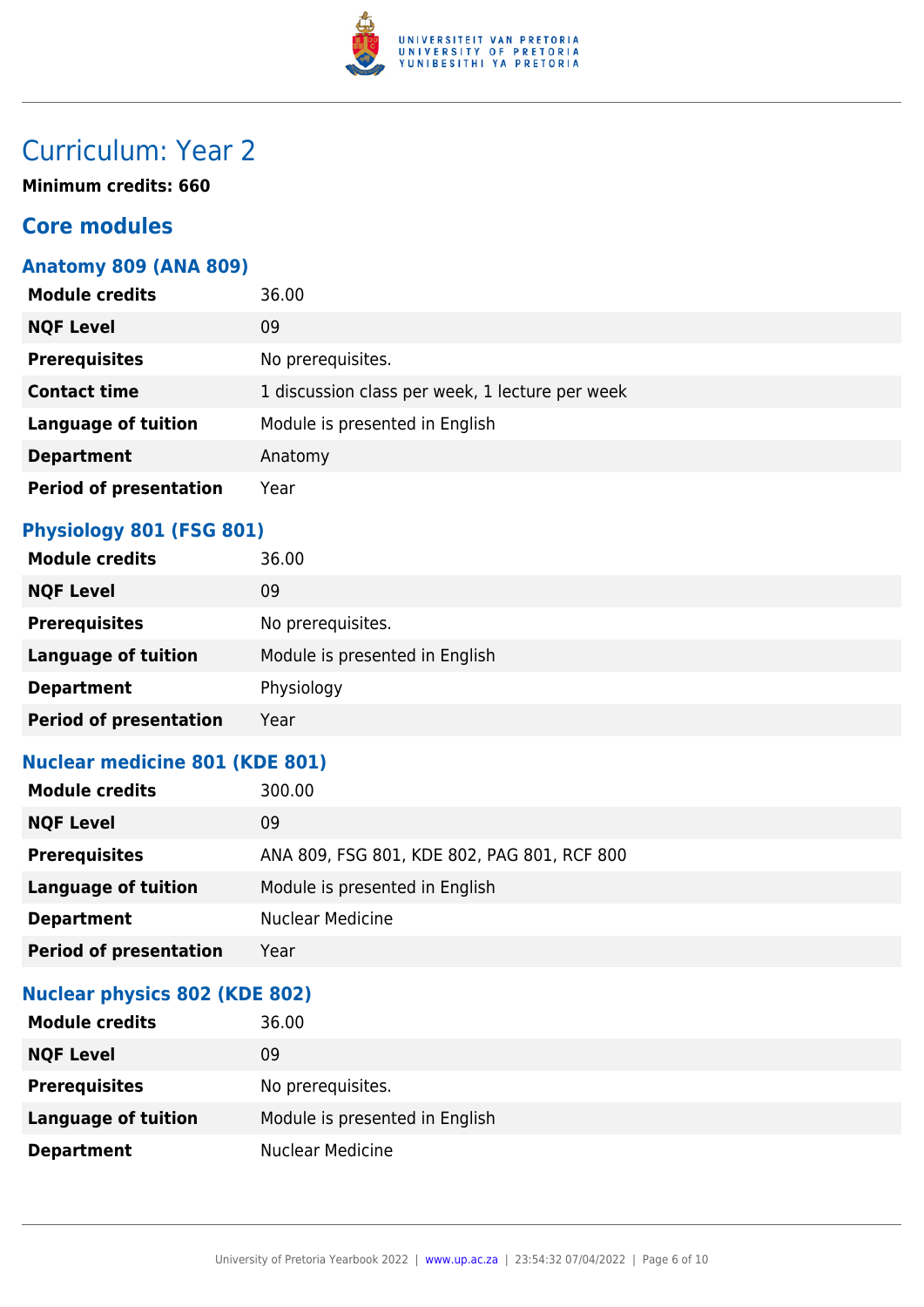# Curriculum: Year 2

**Minimum credits: 660**

## Core modules

### Anatomy 809 (ANA 809)

| | |
|---|---|
| **Module credits** | 36.00 |
| **NQF Level** | 09 |
| **Prerequisites** | No prerequisites. |
| **Contact time** | 1 discussion class per week, 1 lecture per week |
| **Language of tuition** | Module is presented in English |
| **Department** | Anatomy |
| **Period of presentation** | Year |

### Physiology 801 (FSG 801)

| | |
|---|---|
| **Module credits** | 36.00 |
| **NQF Level** | 09 |
| **Prerequisites** | No prerequisites. |
| **Language of tuition** | Module is presented in English |
| **Department** | Physiology |
| **Period of presentation** | Year |

### Nuclear medicine 801 (KDE 801)

| | |
|---|---|
| **Module credits** | 300.00 |
| **NQF Level** | 09 |
| **Prerequisites** | ANA 809, FSG 801, KDE 802, PAG 801, RCF 800 |
| **Language of tuition** | Module is presented in English |
| **Department** | Nuclear Medicine |
| **Period of presentation** | Year |

### Nuclear physics 802 (KDE 802)

| | |
|---|---|
| **Module credits** | 36.00 |
| **NQF Level** | 09 |
| **Prerequisites** | No prerequisites. |
| **Language of tuition** | Module is presented in English |
| **Department** | Nuclear Medicine |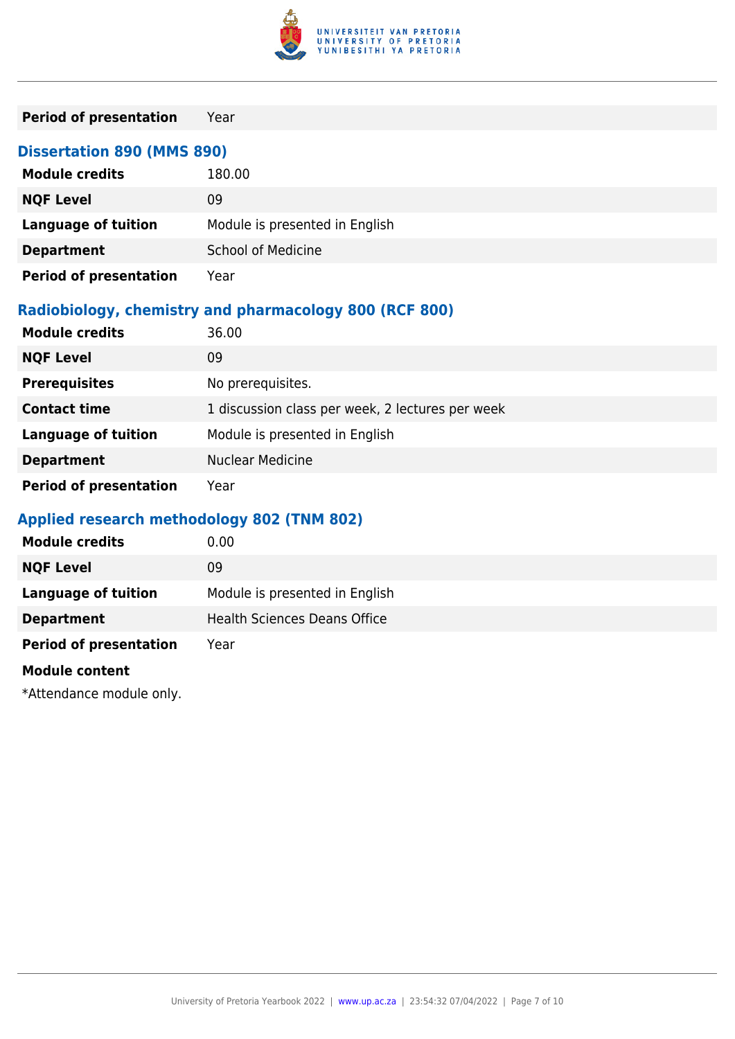| | |
|---|---|
| **Period of presentation** | Year |

### Dissertation 890 (MMS 890)

| | |
|---|---|
| **Module credits** | 180.00 |
| **NQF Level** | 09 |
| **Language of tuition** | Module is presented in English |
| **Department** | School of Medicine |
| **Period of presentation** | Year |

### Radiobiology, chemistry and pharmacology 800 (RCF 800)

| | |
|---|---|
| **Module credits** | 36.00 |
| **NQF Level** | 09 |
| **Prerequisites** | No prerequisites. |
| **Contact time** | 1 discussion class per week, 2 lectures per week |
| **Language of tuition** | Module is presented in English |
| **Department** | Nuclear Medicine |
| **Period of presentation** | Year |

### Applied research methodology 802 (TNM 802)

| | |
|---|---|
| **Module credits** | 0.00 |
| **NQF Level** | 09 |
| **Language of tuition** | Module is presented in English |
| **Department** | Health Sciences Deans Office |
| **Period of presentation** | Year |

**Module content**

*Attendance module only.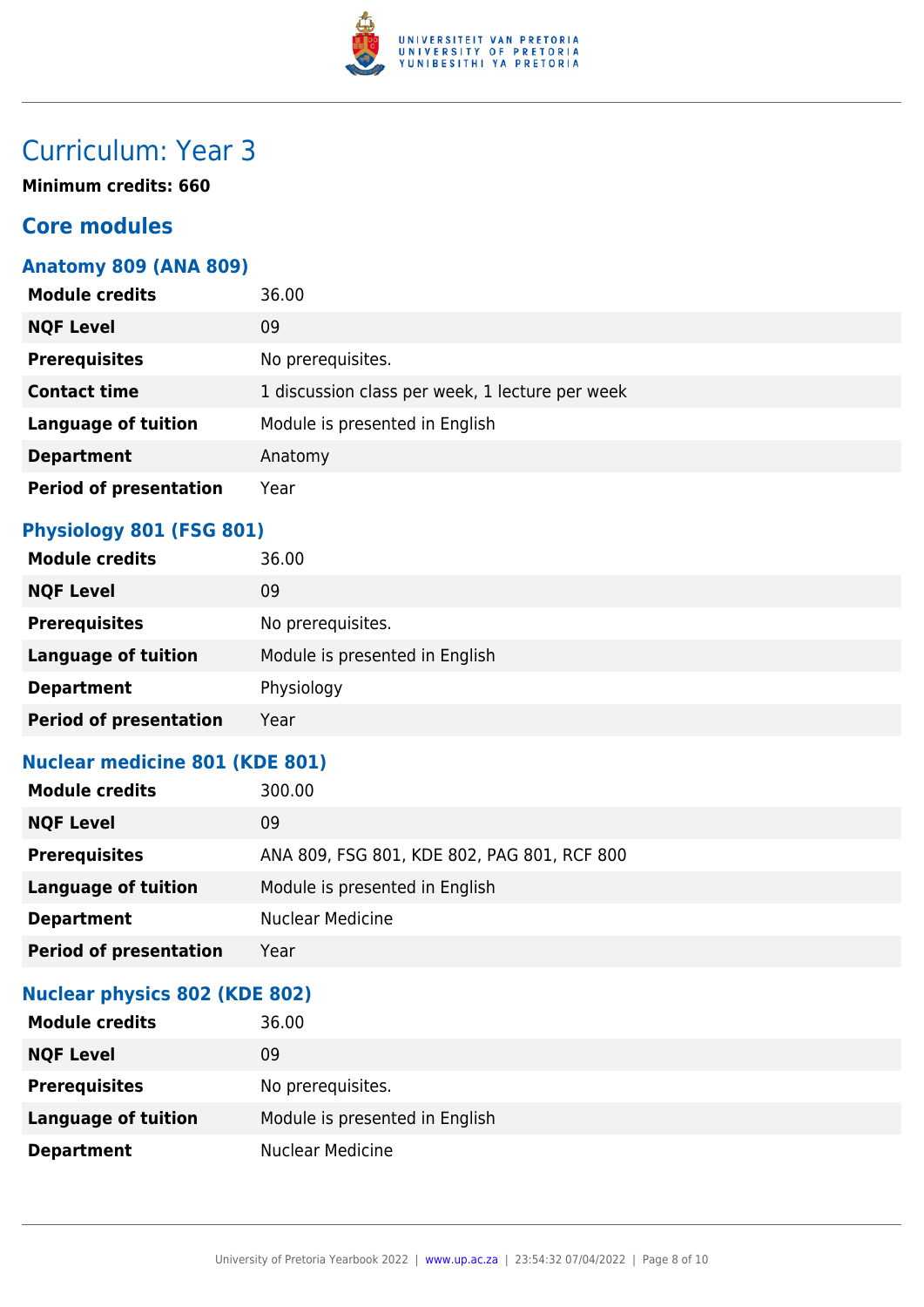# Curriculum: Year 3

**Minimum credits: 660**

## Core modules

### Anatomy 809 (ANA 809)

| | |
|---|---|
| **Module credits** | 36.00 |
| **NQF Level** | 09 |
| **Prerequisites** | No prerequisites. |
| **Contact time** | 1 discussion class per week, 1 lecture per week |
| **Language of tuition** | Module is presented in English |
| **Department** | Anatomy |
| **Period of presentation** | Year |

### Physiology 801 (FSG 801)

| | |
|---|---|
| **Module credits** | 36.00 |
| **NQF Level** | 09 |
| **Prerequisites** | No prerequisites. |
| **Language of tuition** | Module is presented in English |
| **Department** | Physiology |
| **Period of presentation** | Year |

### Nuclear medicine 801 (KDE 801)

| | |
|---|---|
| **Module credits** | 300.00 |
| **NQF Level** | 09 |
| **Prerequisites** | ANA 809, FSG 801, KDE 802, PAG 801, RCF 800 |
| **Language of tuition** | Module is presented in English |
| **Department** | Nuclear Medicine |
| **Period of presentation** | Year |

### Nuclear physics 802 (KDE 802)

| | |
|---|---|
| **Module credits** | 36.00 |
| **NQF Level** | 09 |
| **Prerequisites** | No prerequisites. |
| **Language of tuition** | Module is presented in English |
| **Department** | Nuclear Medicine |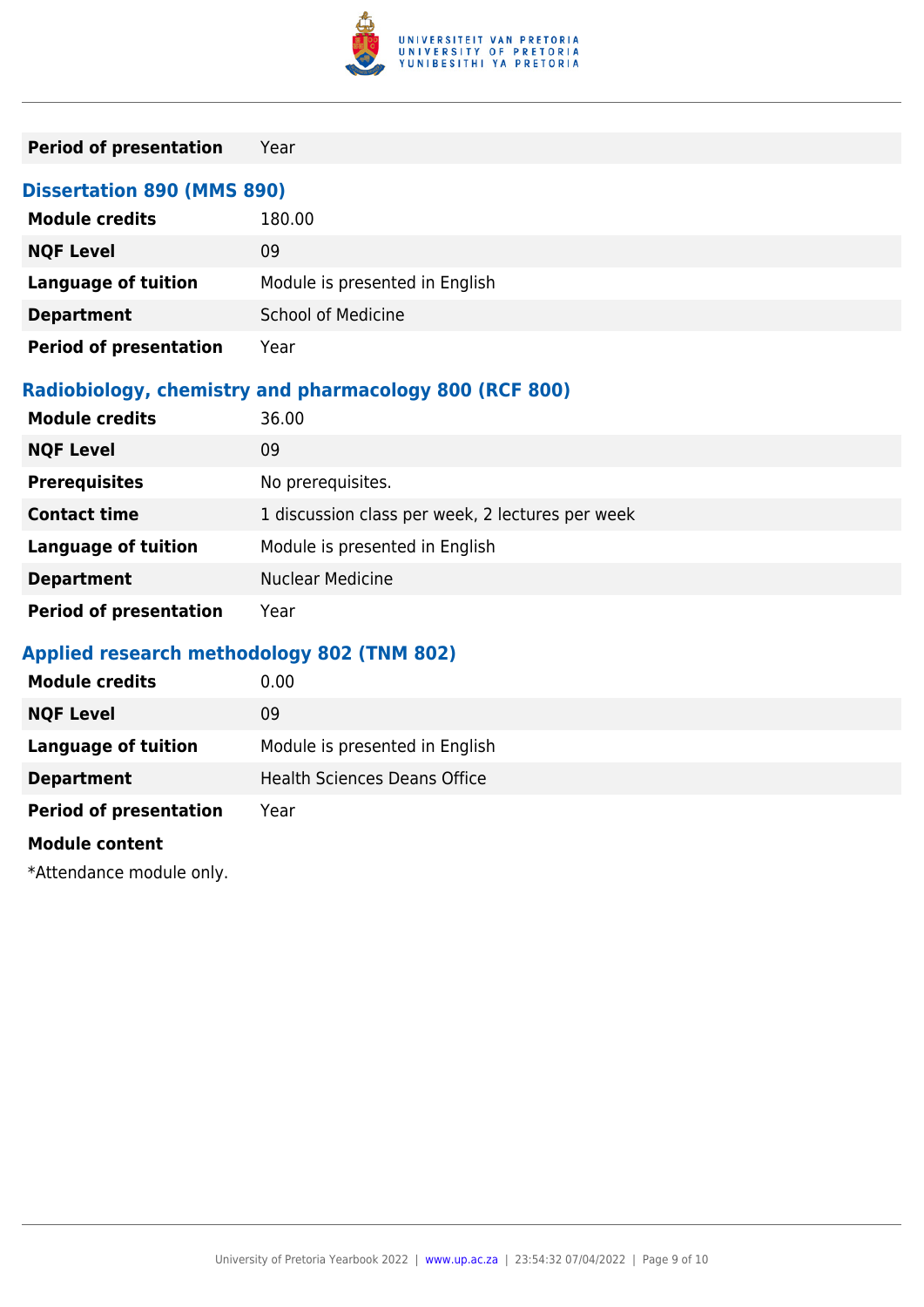| | |
|---|---|
| **Period of presentation** | Year |

### Dissertation 890 (MMS 890)

| | |
|---|---|
| **Module credits** | 180.00 |
| **NQF Level** | 09 |
| **Language of tuition** | Module is presented in English |
| **Department** | School of Medicine |
| **Period of presentation** | Year |

### Radiobiology, chemistry and pharmacology 800 (RCF 800)

| | |
|---|---|
| **Module credits** | 36.00 |
| **NQF Level** | 09 |
| **Prerequisites** | No prerequisites. |
| **Contact time** | 1 discussion class per week, 2 lectures per week |
| **Language of tuition** | Module is presented in English |
| **Department** | Nuclear Medicine |
| **Period of presentation** | Year |

### Applied research methodology 802 (TNM 802)

| | |
|---|---|
| **Module credits** | 0.00 |
| **NQF Level** | 09 |
| **Language of tuition** | Module is presented in English |
| **Department** | Health Sciences Deans Office |
| **Period of presentation** | Year |

**Module content**

*Attendance module only.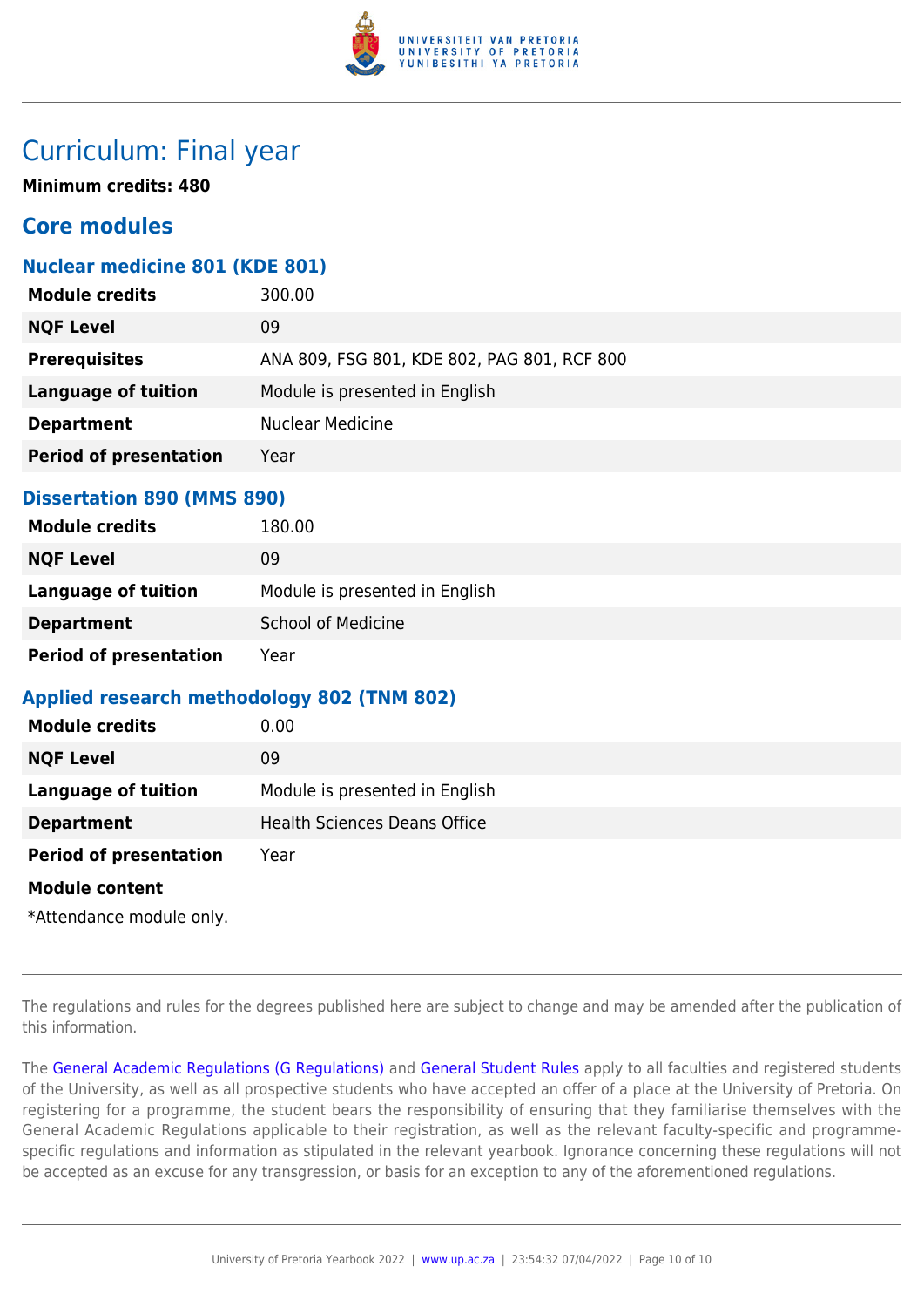# Curriculum: Final year

**Minimum credits: 480**

## Core modules

### Nuclear medicine 801 (KDE 801)

| | |
|---|---|
| **Module credits** | 300.00 |
| **NQF Level** | 09 |
| **Prerequisites** | ANA 809, FSG 801, KDE 802, PAG 801, RCF 800 |
| **Language of tuition** | Module is presented in English |
| **Department** | Nuclear Medicine |
| **Period of presentation** | Year |

### Dissertation 890 (MMS 890)

| | |
|---|---|
| **Module credits** | 180.00 |
| **NQF Level** | 09 |
| **Language of tuition** | Module is presented in English |
| **Department** | School of Medicine |
| **Period of presentation** | Year |

### Applied research methodology 802 (TNM 802)

| | |
|---|---|
| **Module credits** | 0.00 |
| **NQF Level** | 09 |
| **Language of tuition** | Module is presented in English |
| **Department** | Health Sciences Deans Office |
| **Period of presentation** | Year |

**Module content**

*Attendance module only.

The regulations and rules for the degrees published here are subject to change and may be amended after the publication of this information.

The General Academic Regulations (G Regulations) and General Student Rules apply to all faculties and registered students of the University, as well as all prospective students who have accepted an offer of a place at the University of Pretoria. On registering for a programme, the student bears the responsibility of ensuring that they familiarise themselves with the General Academic Regulations applicable to their registration, as well as the relevant faculty-specific and programme-specific regulations and information as stipulated in the relevant yearbook. Ignorance concerning these regulations will not be accepted as an excuse for any transgression, or basis for an exception to any of the aforementioned regulations.